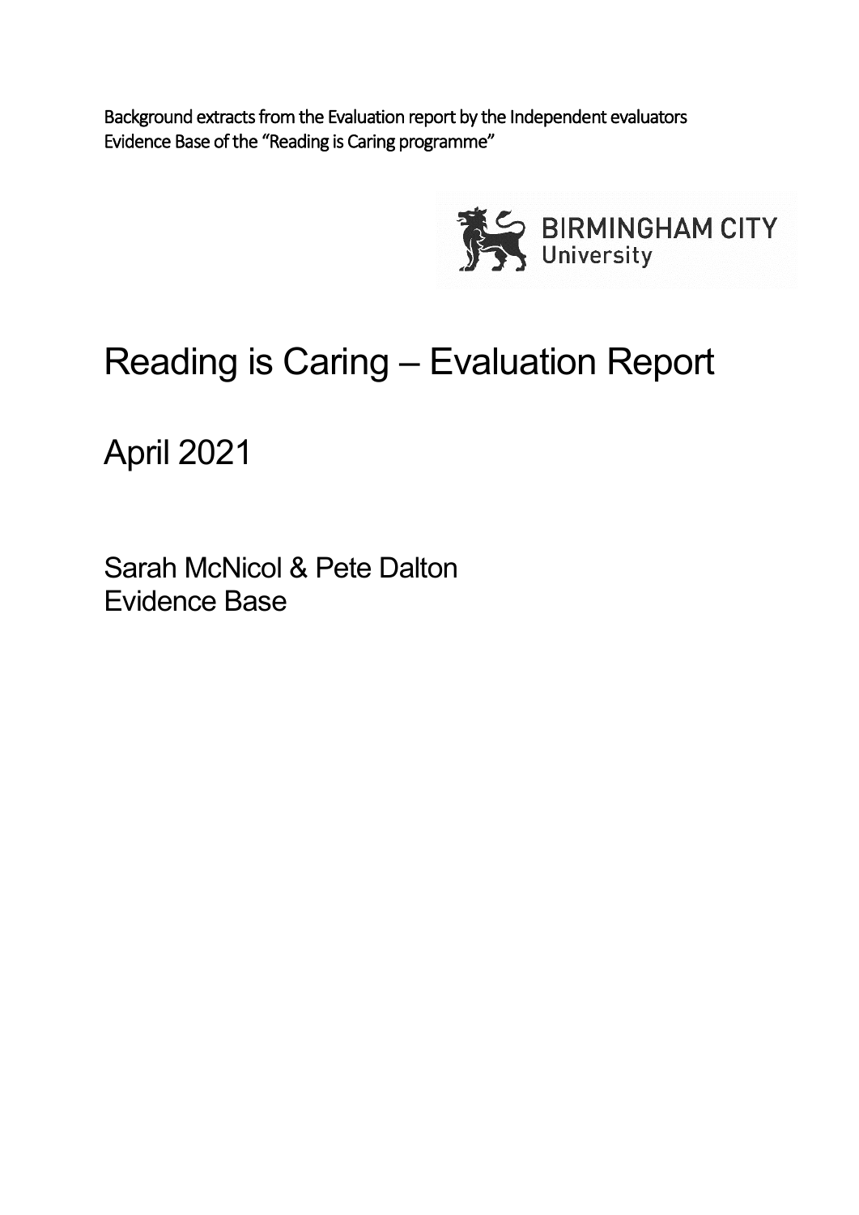Background extracts from the Evaluation report by the Independent evaluators Evidence Base of the "Reading is Caring programme"

BIRMINGHAM CITY
University

# Reading is Caring – Evaluation Report

April 2021

Sarah McNicol & Pete Dalton
Evidence Base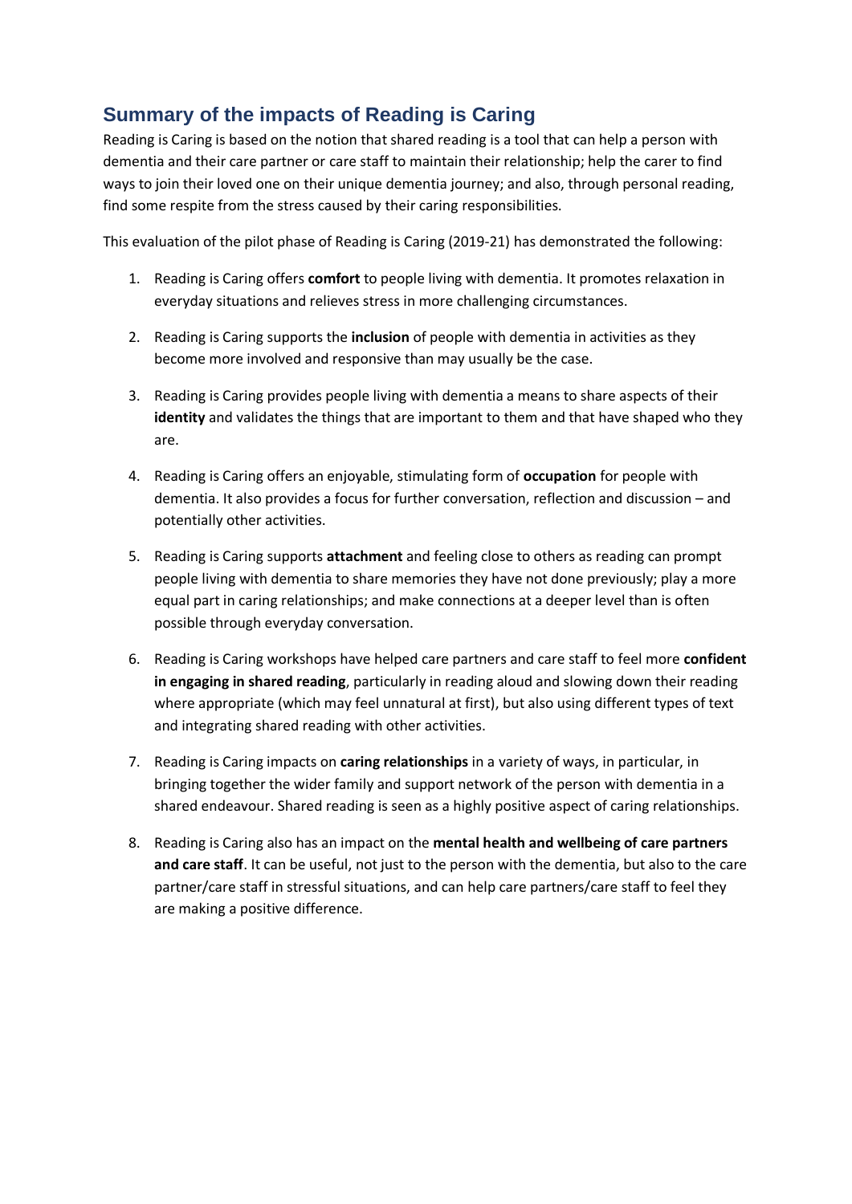## Summary of the impacts of Reading is Caring

Reading is Caring is based on the notion that shared reading is a tool that can help a person with dementia and their care partner or care staff to maintain their relationship; help the carer to find ways to join their loved one on their unique dementia journey; and also, through personal reading, find some respite from the stress caused by their caring responsibilities.

This evaluation of the pilot phase of Reading is Caring (2019-21) has demonstrated the following:

1. Reading is Caring offers **comfort** to people living with dementia. It promotes relaxation in everyday situations and relieves stress in more challenging circumstances.

2. Reading is Caring supports the **inclusion** of people with dementia in activities as they become more involved and responsive than may usually be the case.

3. Reading is Caring provides people living with dementia a means to share aspects of their **identity** and validates the things that are important to them and that have shaped who they are.

4. Reading is Caring offers an enjoyable, stimulating form of **occupation** for people with dementia. It also provides a focus for further conversation, reflection and discussion – and potentially other activities.

5. Reading is Caring supports **attachment** and feeling close to others as reading can prompt people living with dementia to share memories they have not done previously; play a more equal part in caring relationships; and make connections at a deeper level than is often possible through everyday conversation.

6. Reading is Caring workshops have helped care partners and care staff to feel more **confident in engaging in shared reading**, particularly in reading aloud and slowing down their reading where appropriate (which may feel unnatural at first), but also using different types of text and integrating shared reading with other activities.

7. Reading is Caring impacts on **caring relationships** in a variety of ways, in particular, in bringing together the wider family and support network of the person with dementia in a shared endeavour. Shared reading is seen as a highly positive aspect of caring relationships.

8. Reading is Caring also has an impact on the **mental health and wellbeing of care partners and care staff**. It can be useful, not just to the person with the dementia, but also to the care partner/care staff in stressful situations, and can help care partners/care staff to feel they are making a positive difference.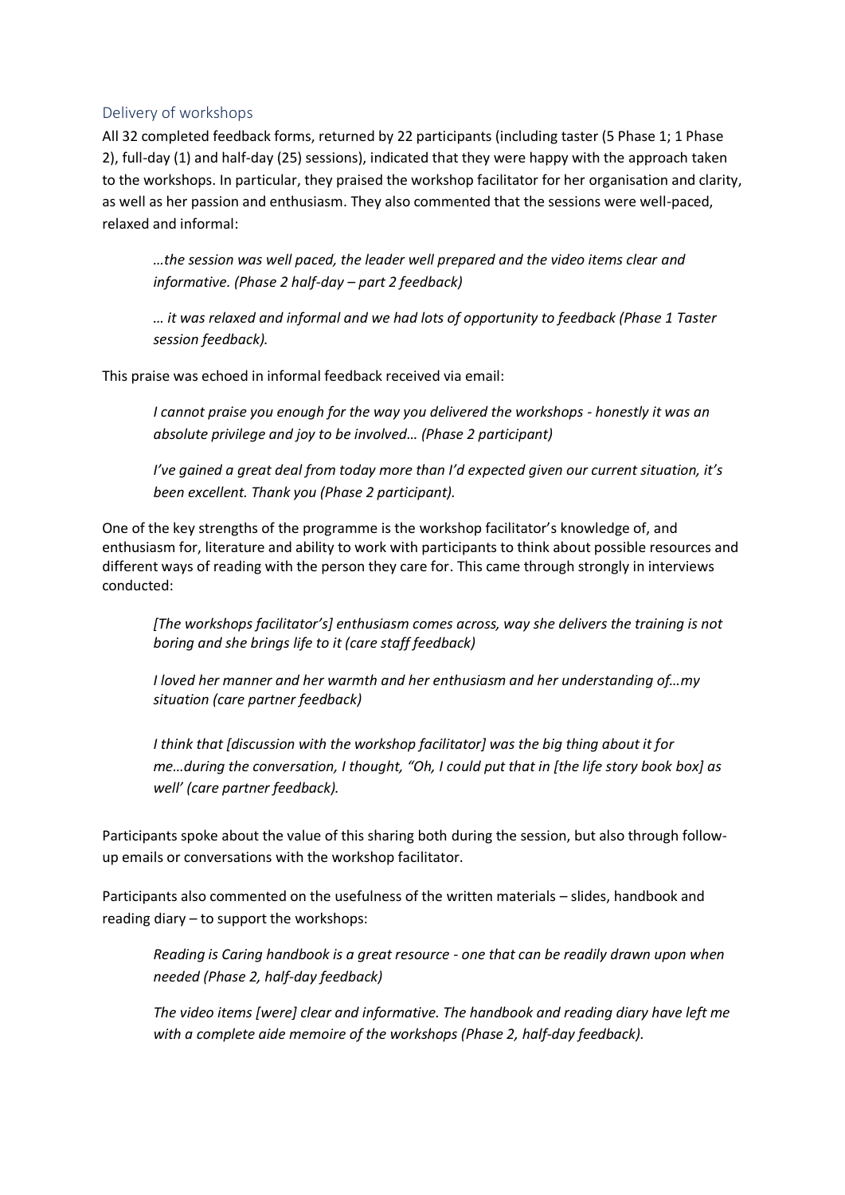## Delivery of workshops

All 32 completed feedback forms, returned by 22 participants (including taster (5 Phase 1; 1 Phase 2), full-day (1) and half-day (25) sessions), indicated that they were happy with the approach taken to the workshops. In particular, they praised the workshop facilitator for her organisation and clarity, as well as her passion and enthusiasm. They also commented that the sessions were well-paced, relaxed and informal:

> *…the session was well paced, the leader well prepared and the video items clear and informative. (Phase 2 half-day – part 2 feedback)*

> *… it was relaxed and informal and we had lots of opportunity to feedback (Phase 1 Taster session feedback).*

This praise was echoed in informal feedback received via email:

> *I cannot praise you enough for the way you delivered the workshops - honestly it was an absolute privilege and joy to be involved… (Phase 2 participant)*

> *I've gained a great deal from today more than I'd expected given our current situation, it's been excellent. Thank you (Phase 2 participant).*

One of the key strengths of the programme is the workshop facilitator's knowledge of, and enthusiasm for, literature and ability to work with participants to think about possible resources and different ways of reading with the person they care for. This came through strongly in interviews conducted:

> *[The workshops facilitator's] enthusiasm comes across, way she delivers the training is not boring and she brings life to it (care staff feedback)*

> *I loved her manner and her warmth and her enthusiasm and her understanding of…my situation (care partner feedback)*

> *I think that [discussion with the workshop facilitator] was the big thing about it for me…during the conversation, I thought, "Oh, I could put that in [the life story book box] as well' (care partner feedback).*

Participants spoke about the value of this sharing both during the session, but also through follow-up emails or conversations with the workshop facilitator.

Participants also commented on the usefulness of the written materials – slides, handbook and reading diary – to support the workshops:

> *Reading is Caring handbook is a great resource - one that can be readily drawn upon when needed (Phase 2, half-day feedback)*

> *The video items [were] clear and informative. The handbook and reading diary have left me with a complete aide memoire of the workshops (Phase 2, half-day feedback).*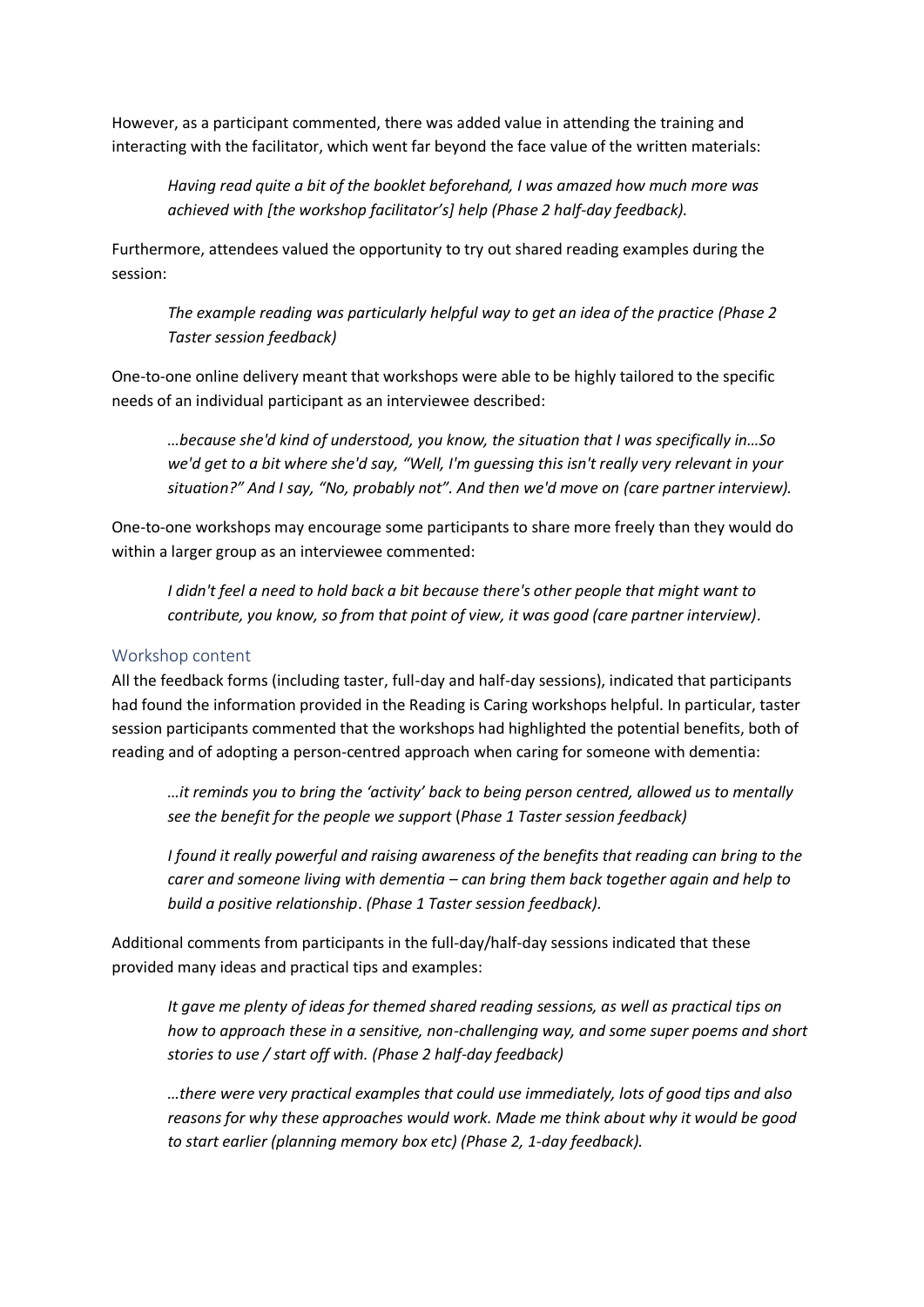However, as a participant commented, there was added value in attending the training and interacting with the facilitator, which went far beyond the face value of the written materials:

> *Having read quite a bit of the booklet beforehand, I was amazed how much more was achieved with [the workshop facilitator's] help (Phase 2 half-day feedback).*

Furthermore, attendees valued the opportunity to try out shared reading examples during the session:

> *The example reading was particularly helpful way to get an idea of the practice (Phase 2 Taster session feedback)*

One-to-one online delivery meant that workshops were able to be highly tailored to the specific needs of an individual participant as an interviewee described:

> *…because she'd kind of understood, you know, the situation that I was specifically in…So we'd get to a bit where she'd say, "Well, I'm guessing this isn't really very relevant in your situation?" And I say, "No, probably not". And then we'd move on (care partner interview).*

One-to-one workshops may encourage some participants to share more freely than they would do within a larger group as an interviewee commented:

> *I didn't feel a need to hold back a bit because there's other people that might want to contribute, you know, so from that point of view, it was good (care partner interview).*

## Workshop content

All the feedback forms (including taster, full-day and half-day sessions), indicated that participants had found the information provided in the Reading is Caring workshops helpful. In particular, taster session participants commented that the workshops had highlighted the potential benefits, both of reading and of adopting a person-centred approach when caring for someone with dementia:

> *…it reminds you to bring the 'activity' back to being person centred, allowed us to mentally see the benefit for the people we support (Phase 1 Taster session feedback)*

> *I found it really powerful and raising awareness of the benefits that reading can bring to the carer and someone living with dementia – can bring them back together again and help to build a positive relationship. (Phase 1 Taster session feedback).*

Additional comments from participants in the full-day/half-day sessions indicated that these provided many ideas and practical tips and examples:

> *It gave me plenty of ideas for themed shared reading sessions, as well as practical tips on how to approach these in a sensitive, non-challenging way, and some super poems and short stories to use / start off with. (Phase 2 half-day feedback)*

> *…there were very practical examples that could use immediately, lots of good tips and also reasons for why these approaches would work. Made me think about why it would be good to start earlier (planning memory box etc) (Phase 2, 1-day feedback).*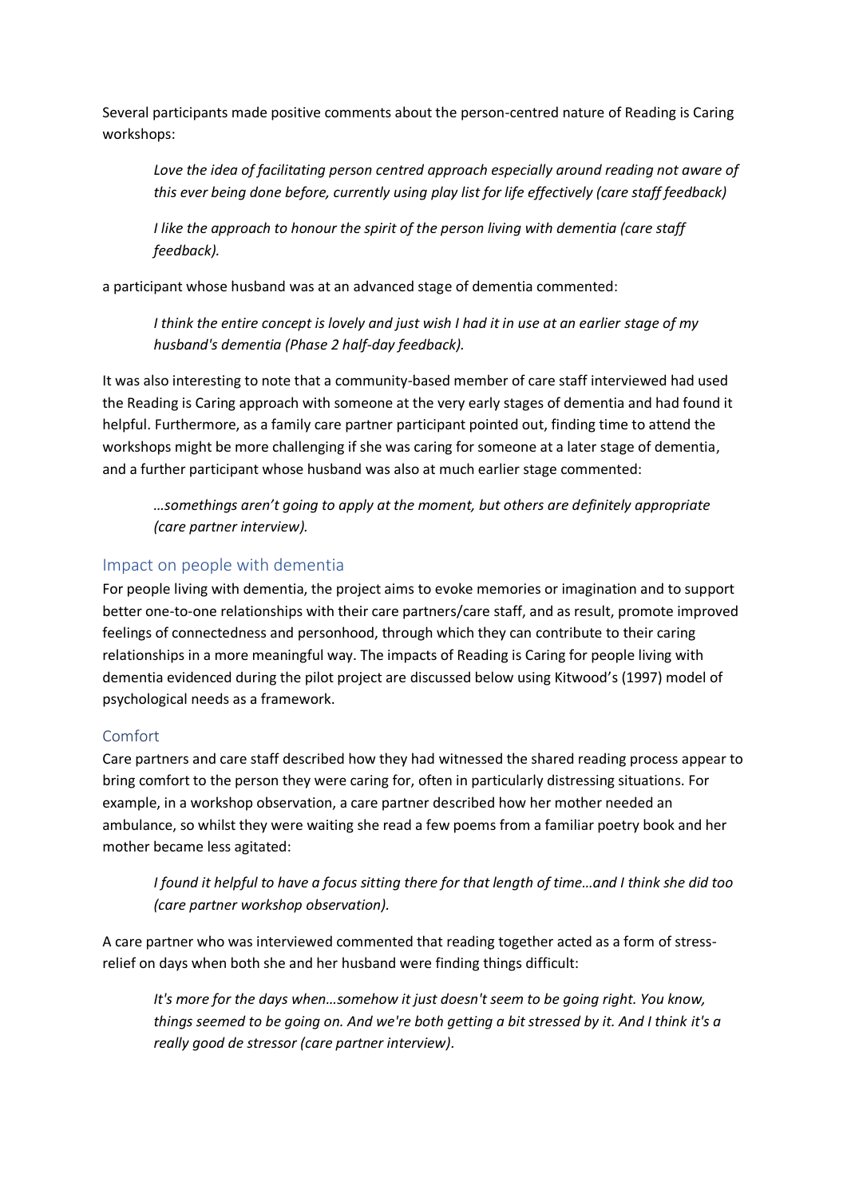Several participants made positive comments about the person-centred nature of Reading is Caring workshops:

> *Love the idea of facilitating person centred approach especially around reading not aware of this ever being done before, currently using play list for life effectively (care staff feedback)*

> *I like the approach to honour the spirit of the person living with dementia (care staff feedback).*

a participant whose husband was at an advanced stage of dementia commented:

> *I think the entire concept is lovely and just wish I had it in use at an earlier stage of my husband's dementia (Phase 2 half-day feedback).*

It was also interesting to note that a community-based member of care staff interviewed had used the Reading is Caring approach with someone at the very early stages of dementia and had found it helpful. Furthermore, as a family care partner participant pointed out, finding time to attend the workshops might be more challenging if she was caring for someone at a later stage of dementia, and a further participant whose husband was also at much earlier stage commented:

> *…somethings aren't going to apply at the moment, but others are definitely appropriate (care partner interview).*

## Impact on people with dementia

For people living with dementia, the project aims to evoke memories or imagination and to support better one-to-one relationships with their care partners/care staff, and as result, promote improved feelings of connectedness and personhood, through which they can contribute to their caring relationships in a more meaningful way. The impacts of Reading is Caring for people living with dementia evidenced during the pilot project are discussed below using Kitwood's (1997) model of psychological needs as a framework.

### Comfort

Care partners and care staff described how they had witnessed the shared reading process appear to bring comfort to the person they were caring for, often in particularly distressing situations. For example, in a workshop observation, a care partner described how her mother needed an ambulance, so whilst they were waiting she read a few poems from a familiar poetry book and her mother became less agitated:

> *I found it helpful to have a focus sitting there for that length of time…and I think she did too (care partner workshop observation).*

A care partner who was interviewed commented that reading together acted as a form of stress-relief on days when both she and her husband were finding things difficult:

> *It's more for the days when…somehow it just doesn't seem to be going right. You know, things seemed to be going on. And we're both getting a bit stressed by it. And I think it's a really good de stressor (care partner interview).*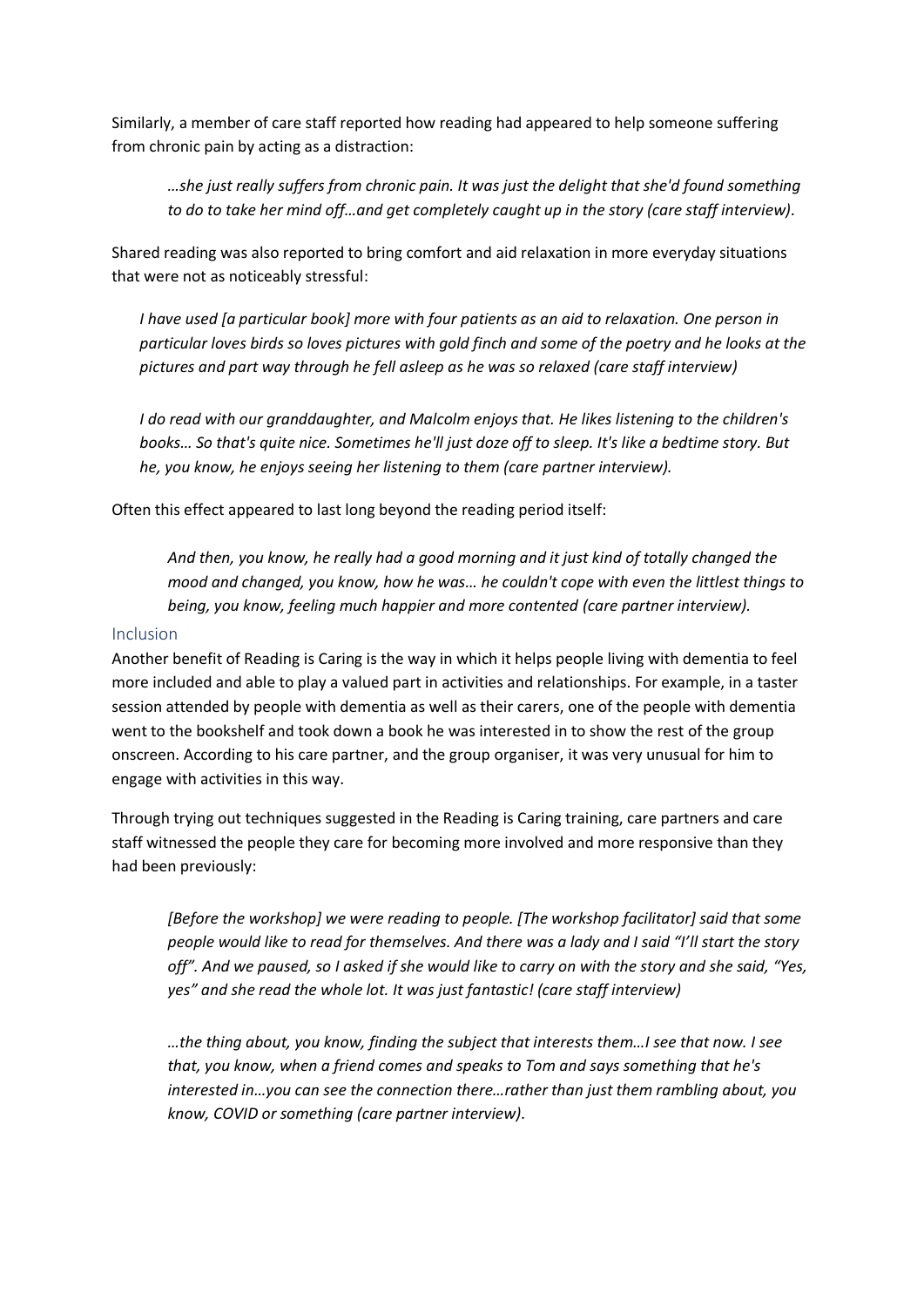Similarly, a member of care staff reported how reading had appeared to help someone suffering from chronic pain by acting as a distraction:

> *…she just really suffers from chronic pain. It was just the delight that she'd found something to do to take her mind off…and get completely caught up in the story (care staff interview).*

Shared reading was also reported to bring comfort and aid relaxation in more everyday situations that were not as noticeably stressful:

> *I have used [a particular book] more with four patients as an aid to relaxation. One person in particular loves birds so loves pictures with gold finch and some of the poetry and he looks at the pictures and part way through he fell asleep as he was so relaxed (care staff interview)*

> *I do read with our granddaughter, and Malcolm enjoys that. He likes listening to the children's books… So that's quite nice. Sometimes he'll just doze off to sleep. It's like a bedtime story. But he, you know, he enjoys seeing her listening to them (care partner interview).*

Often this effect appeared to last long beyond the reading period itself:

> *And then, you know, he really had a good morning and it just kind of totally changed the mood and changed, you know, how he was… he couldn't cope with even the littlest things to being, you know, feeling much happier and more contented (care partner interview).*

### Inclusion

Another benefit of Reading is Caring is the way in which it helps people living with dementia to feel more included and able to play a valued part in activities and relationships. For example, in a taster session attended by people with dementia as well as their carers, one of the people with dementia went to the bookshelf and took down a book he was interested in to show the rest of the group onscreen. According to his care partner, and the group organiser, it was very unusual for him to engage with activities in this way.

Through trying out techniques suggested in the Reading is Caring training, care partners and care staff witnessed the people they care for becoming more involved and more responsive than they had been previously:

> *[Before the workshop] we were reading to people. [The workshop facilitator] said that some people would like to read for themselves. And there was a lady and I said "I'll start the story off". And we paused, so I asked if she would like to carry on with the story and she said, "Yes, yes" and she read the whole lot. It was just fantastic! (care staff interview)*

> *…the thing about, you know, finding the subject that interests them…I see that now. I see that, you know, when a friend comes and speaks to Tom and says something that he's interested in…you can see the connection there…rather than just them rambling about, you know, COVID or something (care partner interview).*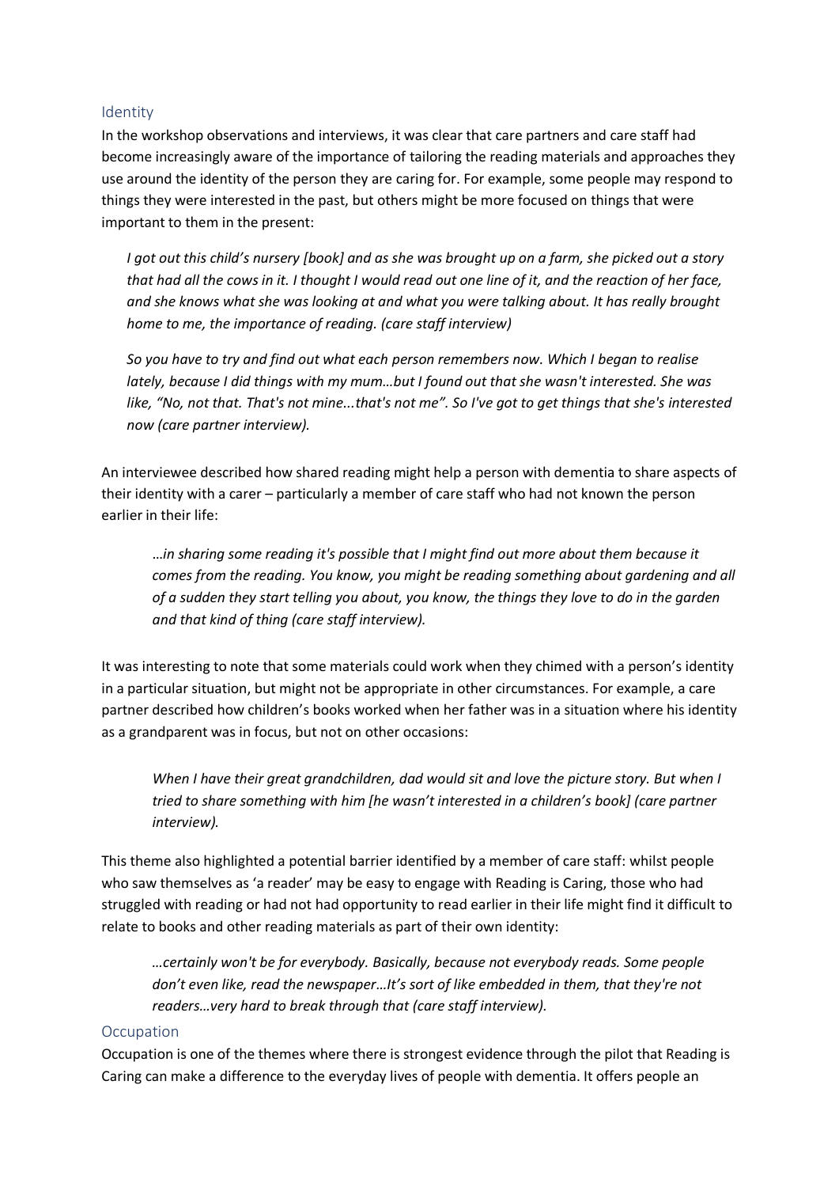## Identity

In the workshop observations and interviews, it was clear that care partners and care staff had become increasingly aware of the importance of tailoring the reading materials and approaches they use around the identity of the person they are caring for. For example, some people may respond to things they were interested in the past, but others might be more focused on things that were important to them in the present:

> *I got out this child's nursery [book] and as she was brought up on a farm, she picked out a story that had all the cows in it. I thought I would read out one line of it, and the reaction of her face, and she knows what she was looking at and what you were talking about. It has really brought home to me, the importance of reading. (care staff interview)*

> *So you have to try and find out what each person remembers now. Which I began to realise lately, because I did things with my mum…but I found out that she wasn't interested. She was like, "No, not that. That's not mine...that's not me". So I've got to get things that she's interested now (care partner interview).*

An interviewee described how shared reading might help a person with dementia to share aspects of their identity with a carer – particularly a member of care staff who had not known the person earlier in their life:

> *…in sharing some reading it's possible that I might find out more about them because it comes from the reading. You know, you might be reading something about gardening and all of a sudden they start telling you about, you know, the things they love to do in the garden and that kind of thing (care staff interview).*

It was interesting to note that some materials could work when they chimed with a person's identity in a particular situation, but might not be appropriate in other circumstances. For example, a care partner described how children's books worked when her father was in a situation where his identity as a grandparent was in focus, but not on other occasions:

> *When I have their great grandchildren, dad would sit and love the picture story. But when I tried to share something with him [he wasn't interested in a children's book] (care partner interview).*

This theme also highlighted a potential barrier identified by a member of care staff: whilst people who saw themselves as 'a reader' may be easy to engage with Reading is Caring, those who had struggled with reading or had not had opportunity to read earlier in their life might find it difficult to relate to books and other reading materials as part of their own identity:

> *…certainly won't be for everybody. Basically, because not everybody reads. Some people don't even like, read the newspaper…It's sort of like embedded in them, that they're not readers…very hard to break through that (care staff interview).*

## Occupation

Occupation is one of the themes where there is strongest evidence through the pilot that Reading is Caring can make a difference to the everyday lives of people with dementia. It offers people an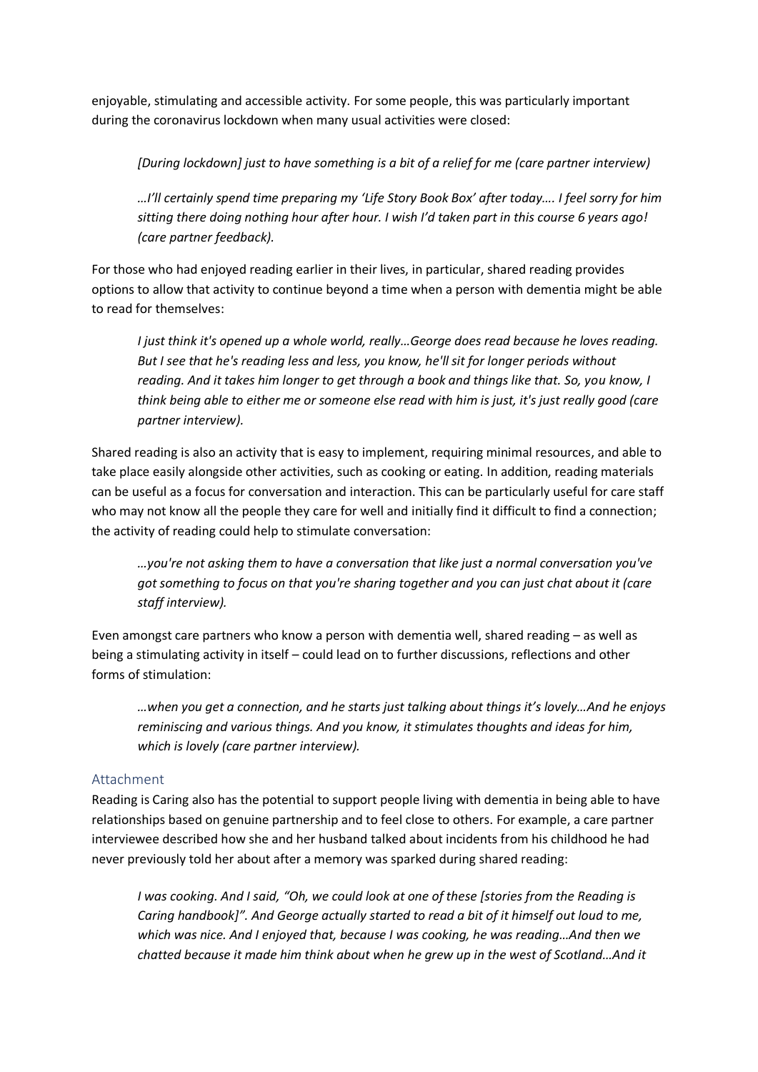enjoyable, stimulating and accessible activity. For some people, this was particularly important during the coronavirus lockdown when many usual activities were closed:

> *[During lockdown] just to have something is a bit of a relief for me (care partner interview)*
>
> *…I'll certainly spend time preparing my 'Life Story Book Box' after today…. I feel sorry for him sitting there doing nothing hour after hour. I wish I'd taken part in this course 6 years ago! (care partner feedback).*

For those who had enjoyed reading earlier in their lives, in particular, shared reading provides options to allow that activity to continue beyond a time when a person with dementia might be able to read for themselves:

> *I just think it's opened up a whole world, really…George does read because he loves reading. But I see that he's reading less and less, you know, he'll sit for longer periods without reading. And it takes him longer to get through a book and things like that. So, you know, I think being able to either me or someone else read with him is just, it's just really good (care partner interview).*

Shared reading is also an activity that is easy to implement, requiring minimal resources, and able to take place easily alongside other activities, such as cooking or eating. In addition, reading materials can be useful as a focus for conversation and interaction. This can be particularly useful for care staff who may not know all the people they care for well and initially find it difficult to find a connection; the activity of reading could help to stimulate conversation:

> *…you're not asking them to have a conversation that like just a normal conversation you've got something to focus on that you're sharing together and you can just chat about it (care staff interview).*

Even amongst care partners who know a person with dementia well, shared reading – as well as being a stimulating activity in itself – could lead on to further discussions, reflections and other forms of stimulation:

> *…when you get a connection, and he starts just talking about things it's lovely…And he enjoys reminiscing and various things. And you know, it stimulates thoughts and ideas for him, which is lovely (care partner interview).*

## Attachment

Reading is Caring also has the potential to support people living with dementia in being able to have relationships based on genuine partnership and to feel close to others. For example, a care partner interviewee described how she and her husband talked about incidents from his childhood he had never previously told her about after a memory was sparked during shared reading:

> *I was cooking. And I said, "Oh, we could look at one of these [stories from the Reading is Caring handbook]". And George actually started to read a bit of it himself out loud to me, which was nice. And I enjoyed that, because I was cooking, he was reading…And then we chatted because it made him think about when he grew up in the west of Scotland…And it*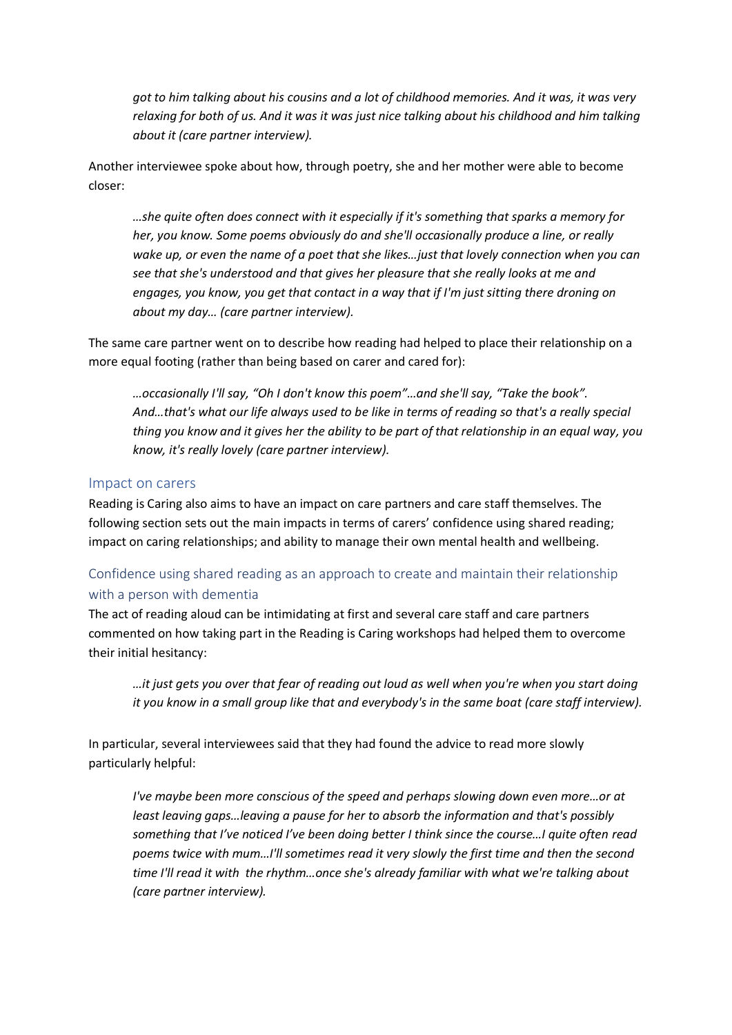*got to him talking about his cousins and a lot of childhood memories. And it was, it was very relaxing for both of us. And it was it was just nice talking about his childhood and him talking about it (care partner interview).*

Another interviewee spoke about how, through poetry, she and her mother were able to become closer:

*…she quite often does connect with it especially if it's something that sparks a memory for her, you know. Some poems obviously do and she'll occasionally produce a line, or really wake up, or even the name of a poet that she likes…just that lovely connection when you can see that she's understood and that gives her pleasure that she really looks at me and engages, you know, you get that contact in a way that if I'm just sitting there droning on about my day… (care partner interview).*

The same care partner went on to describe how reading had helped to place their relationship on a more equal footing (rather than being based on carer and cared for):

*…occasionally I'll say, "Oh I don't know this poem"…and she'll say, "Take the book". And…that's what our life always used to be like in terms of reading so that's a really special thing you know and it gives her the ability to be part of that relationship in an equal way, you know, it's really lovely (care partner interview).*

## Impact on carers

Reading is Caring also aims to have an impact on care partners and care staff themselves. The following section sets out the main impacts in terms of carers' confidence using shared reading; impact on caring relationships; and ability to manage their own mental health and wellbeing.

### Confidence using shared reading as an approach to create and maintain their relationship with a person with dementia

The act of reading aloud can be intimidating at first and several care staff and care partners commented on how taking part in the Reading is Caring workshops had helped them to overcome their initial hesitancy:

*…it just gets you over that fear of reading out loud as well when you're when you start doing it you know in a small group like that and everybody's in the same boat (care staff interview).*

In particular, several interviewees said that they had found the advice to read more slowly particularly helpful:

*I've maybe been more conscious of the speed and perhaps slowing down even more…or at least leaving gaps…leaving a pause for her to absorb the information and that's possibly something that I've noticed I've been doing better I think since the course…I quite often read poems twice with mum…I'll sometimes read it very slowly the first time and then the second time I'll read it with the rhythm…once she's already familiar with what we're talking about (care partner interview).*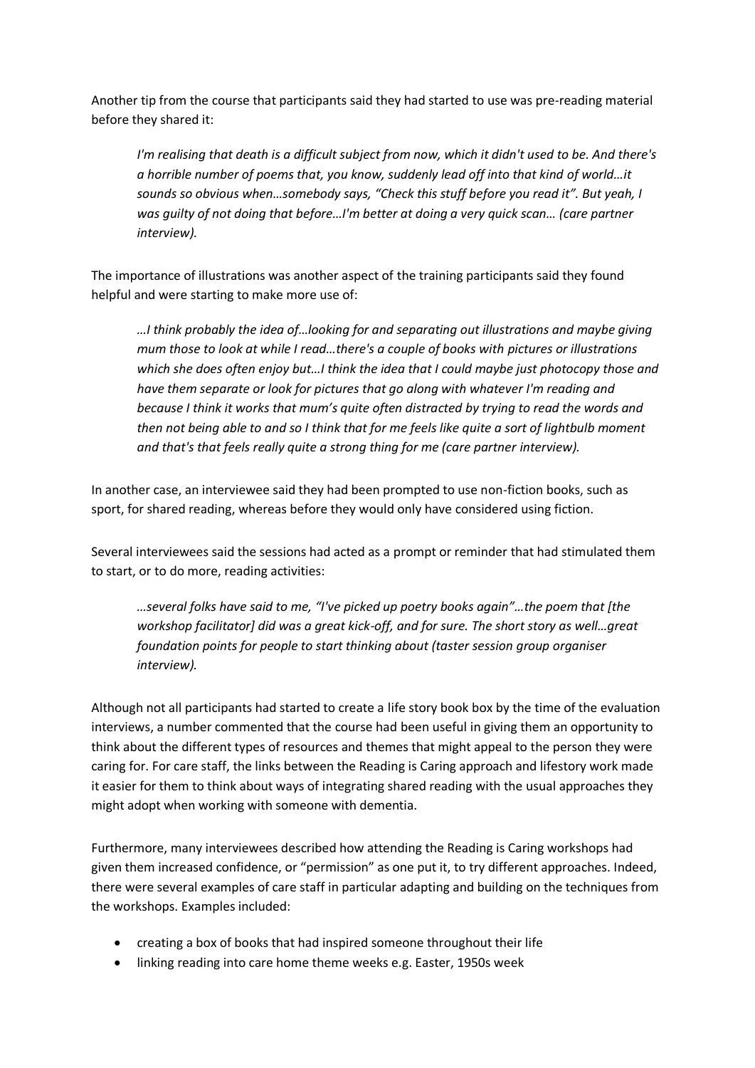Another tip from the course that participants said they had started to use was pre-reading material before they shared it:

> *I'm realising that death is a difficult subject from now, which it didn't used to be. And there's a horrible number of poems that, you know, suddenly lead off into that kind of world…it sounds so obvious when…somebody says, "Check this stuff before you read it". But yeah, I was guilty of not doing that before…I'm better at doing a very quick scan… (care partner interview).*

The importance of illustrations was another aspect of the training participants said they found helpful and were starting to make more use of:

> *…I think probably the idea of…looking for and separating out illustrations and maybe giving mum those to look at while I read…there's a couple of books with pictures or illustrations which she does often enjoy but…I think the idea that I could maybe just photocopy those and have them separate or look for pictures that go along with whatever I'm reading and because I think it works that mum's quite often distracted by trying to read the words and then not being able to and so I think that for me feels like quite a sort of lightbulb moment and that's that feels really quite a strong thing for me (care partner interview).*

In another case, an interviewee said they had been prompted to use non-fiction books, such as sport, for shared reading, whereas before they would only have considered using fiction.

Several interviewees said the sessions had acted as a prompt or reminder that had stimulated them to start, or to do more, reading activities:

> *…several folks have said to me, "I've picked up poetry books again"…the poem that [the workshop facilitator] did was a great kick-off, and for sure. The short story as well…great foundation points for people to start thinking about (taster session group organiser interview).*

Although not all participants had started to create a life story book box by the time of the evaluation interviews, a number commented that the course had been useful in giving them an opportunity to think about the different types of resources and themes that might appeal to the person they were caring for. For care staff, the links between the Reading is Caring approach and lifestory work made it easier for them to think about ways of integrating shared reading with the usual approaches they might adopt when working with someone with dementia.

Furthermore, many interviewees described how attending the Reading is Caring workshops had given them increased confidence, or "permission" as one put it, to try different approaches. Indeed, there were several examples of care staff in particular adapting and building on the techniques from the workshops. Examples included:

- creating a box of books that had inspired someone throughout their life
- linking reading into care home theme weeks e.g. Easter, 1950s week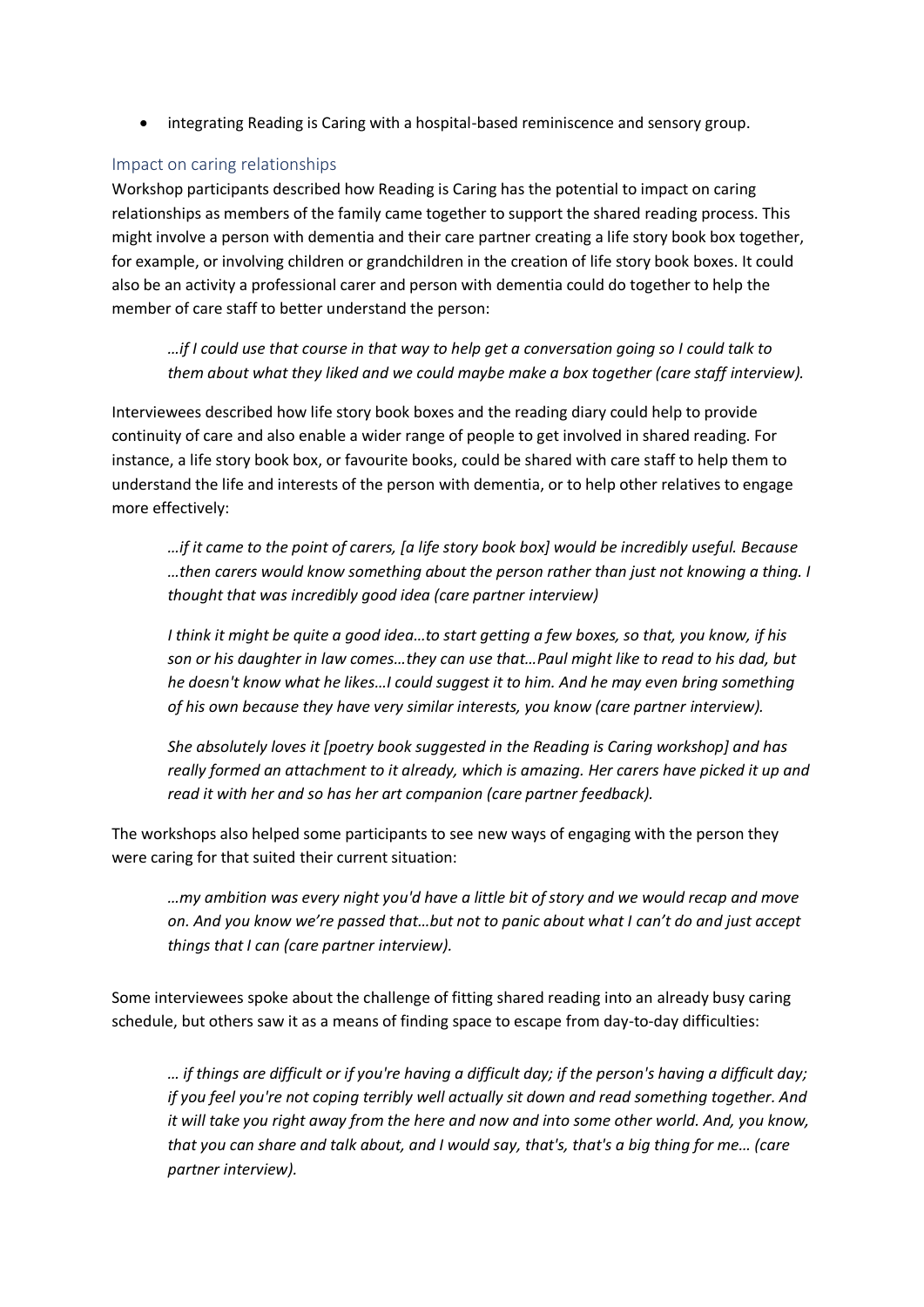- integrating Reading is Caring with a hospital-based reminiscence and sensory group.

### Impact on caring relationships

Workshop participants described how Reading is Caring has the potential to impact on caring relationships as members of the family came together to support the shared reading process. This might involve a person with dementia and their care partner creating a life story book box together, for example, or involving children or grandchildren in the creation of life story book boxes. It could also be an activity a professional carer and person with dementia could do together to help the member of care staff to better understand the person:

> *…if I could use that course in that way to help get a conversation going so I could talk to them about what they liked and we could maybe make a box together (care staff interview).*

Interviewees described how life story book boxes and the reading diary could help to provide continuity of care and also enable a wider range of people to get involved in shared reading. For instance, a life story book box, or favourite books, could be shared with care staff to help them to understand the life and interests of the person with dementia, or to help other relatives to engage more effectively:

> *…if it came to the point of carers, [a life story book box] would be incredibly useful. Because …then carers would know something about the person rather than just not knowing a thing. I thought that was incredibly good idea (care partner interview)*

> *I think it might be quite a good idea…to start getting a few boxes, so that, you know, if his son or his daughter in law comes…they can use that…Paul might like to read to his dad, but he doesn't know what he likes…I could suggest it to him. And he may even bring something of his own because they have very similar interests, you know (care partner interview).*

> *She absolutely loves it [poetry book suggested in the Reading is Caring workshop] and has really formed an attachment to it already, which is amazing. Her carers have picked it up and read it with her and so has her art companion (care partner feedback).*

The workshops also helped some participants to see new ways of engaging with the person they were caring for that suited their current situation:

> *…my ambition was every night you'd have a little bit of story and we would recap and move on. And you know we're passed that…but not to panic about what I can't do and just accept things that I can (care partner interview).*

Some interviewees spoke about the challenge of fitting shared reading into an already busy caring schedule, but others saw it as a means of finding space to escape from day-to-day difficulties:

> *… if things are difficult or if you're having a difficult day; if the person's having a difficult day; if you feel you're not coping terribly well actually sit down and read something together. And it will take you right away from the here and now and into some other world. And, you know, that you can share and talk about, and I would say, that's, that's a big thing for me… (care partner interview).*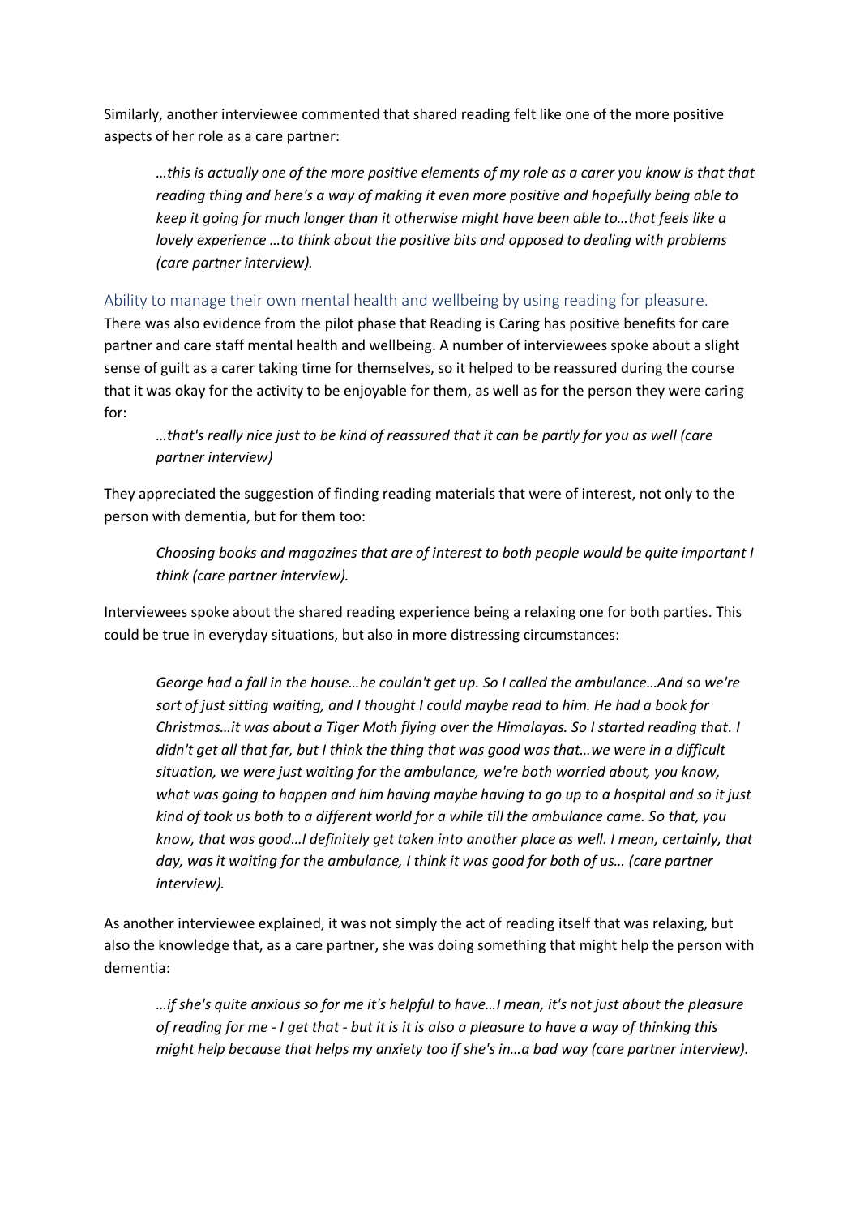Similarly, another interviewee commented that shared reading felt like one of the more positive aspects of her role as a care partner:

> *…this is actually one of the more positive elements of my role as a carer you know is that that reading thing and here's a way of making it even more positive and hopefully being able to keep it going for much longer than it otherwise might have been able to…that feels like a lovely experience …to think about the positive bits and opposed to dealing with problems (care partner interview).*

### Ability to manage their own mental health and wellbeing by using reading for pleasure.

There was also evidence from the pilot phase that Reading is Caring has positive benefits for care partner and care staff mental health and wellbeing. A number of interviewees spoke about a slight sense of guilt as a carer taking time for themselves, so it helped to be reassured during the course that it was okay for the activity to be enjoyable for them, as well as for the person they were caring for:

> *…that's really nice just to be kind of reassured that it can be partly for you as well (care partner interview)*

They appreciated the suggestion of finding reading materials that were of interest, not only to the person with dementia, but for them too:

> *Choosing books and magazines that are of interest to both people would be quite important I think (care partner interview).*

Interviewees spoke about the shared reading experience being a relaxing one for both parties. This could be true in everyday situations, but also in more distressing circumstances:

> *George had a fall in the house…he couldn't get up. So I called the ambulance…And so we're sort of just sitting waiting, and I thought I could maybe read to him. He had a book for Christmas…it was about a Tiger Moth flying over the Himalayas. So I started reading that. I didn't get all that far, but I think the thing that was good was that…we were in a difficult situation, we were just waiting for the ambulance, we're both worried about, you know, what was going to happen and him having maybe having to go up to a hospital and so it just kind of took us both to a different world for a while till the ambulance came. So that, you know, that was good…I definitely get taken into another place as well. I mean, certainly, that day, was it waiting for the ambulance, I think it was good for both of us… (care partner interview).*

As another interviewee explained, it was not simply the act of reading itself that was relaxing, but also the knowledge that, as a care partner, she was doing something that might help the person with dementia:

> *…if she's quite anxious so for me it's helpful to have…I mean, it's not just about the pleasure of reading for me - I get that - but it is it is also a pleasure to have a way of thinking this might help because that helps my anxiety too if she's in…a bad way (care partner interview).*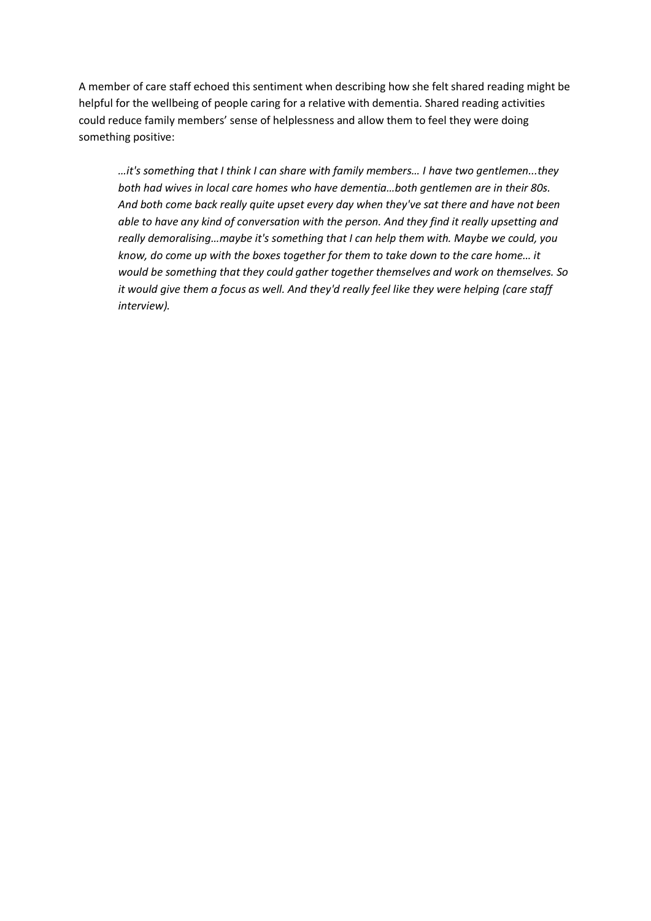A member of care staff echoed this sentiment when describing how she felt shared reading might be helpful for the wellbeing of people caring for a relative with dementia. Shared reading activities could reduce family members' sense of helplessness and allow them to feel they were doing something positive:

> *…it's something that I think I can share with family members… I have two gentlemen...they both had wives in local care homes who have dementia…both gentlemen are in their 80s. And both come back really quite upset every day when they've sat there and have not been able to have any kind of conversation with the person. And they find it really upsetting and really demoralising…maybe it's something that I can help them with. Maybe we could, you know, do come up with the boxes together for them to take down to the care home… it would be something that they could gather together themselves and work on themselves. So it would give them a focus as well. And they'd really feel like they were helping (care staff interview).*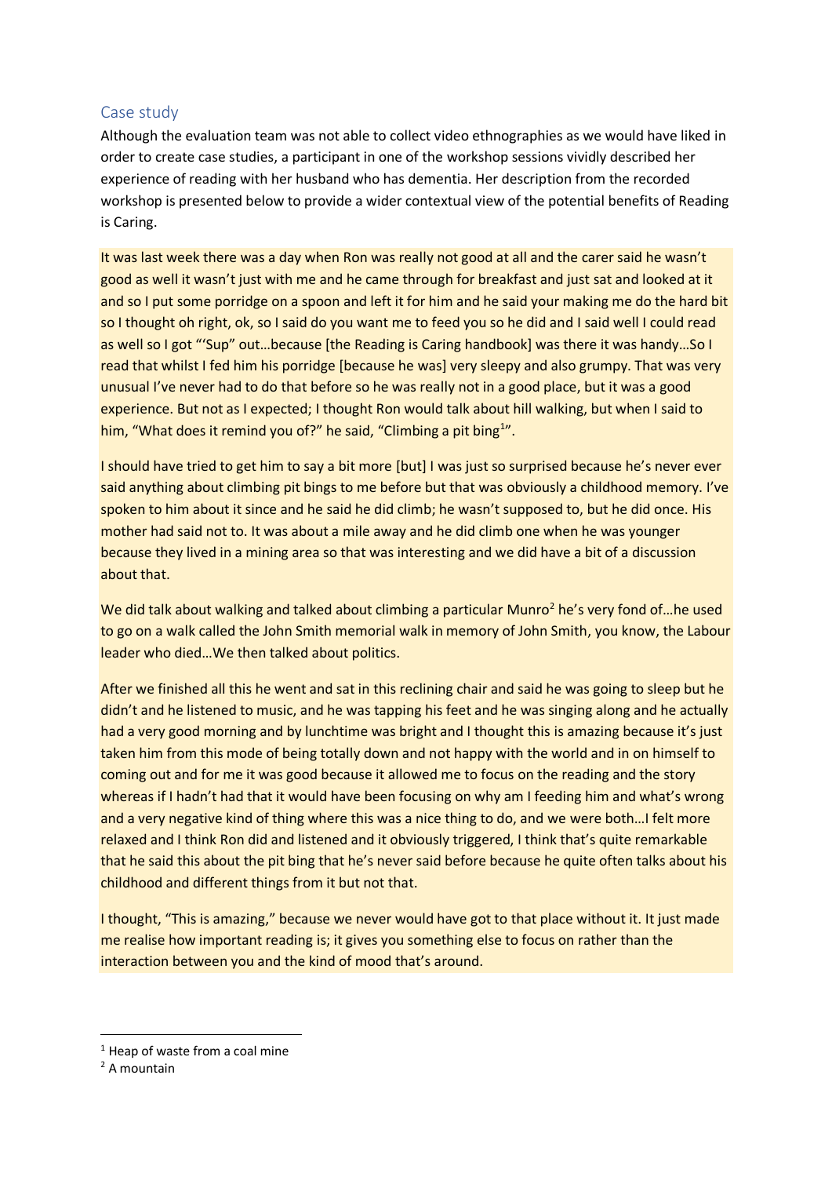## Case study

Although the evaluation team was not able to collect video ethnographies as we would have liked in order to create case studies, a participant in one of the workshop sessions vividly described her experience of reading with her husband who has dementia. Her description from the recorded workshop is presented below to provide a wider contextual view of the potential benefits of Reading is Caring.

It was last week there was a day when Ron was really not good at all and the carer said he wasn't good as well it wasn't just with me and he came through for breakfast and just sat and looked at it and so I put some porridge on a spoon and left it for him and he said your making me do the hard bit so I thought oh right, ok, so I said do you want me to feed you so he did and I said well I could read as well so I got "'Sup" out…because [the Reading is Caring handbook] was there it was handy…So I read that whilst I fed him his porridge [because he was] very sleepy and also grumpy. That was very unusual I've never had to do that before so he was really not in a good place, but it was a good experience. But not as I expected; I thought Ron would talk about hill walking, but when I said to him, "What does it remind you of?" he said, "Climbing a pit bing[1]".

I should have tried to get him to say a bit more [but] I was just so surprised because he's never ever said anything about climbing pit bings to me before but that was obviously a childhood memory. I've spoken to him about it since and he said he did climb; he wasn't supposed to, but he did once. His mother had said not to. It was about a mile away and he did climb one when he was younger because they lived in a mining area so that was interesting and we did have a bit of a discussion about that.

We did talk about walking and talked about climbing a particular Munro[2] he's very fond of…he used to go on a walk called the John Smith memorial walk in memory of John Smith, you know, the Labour leader who died…We then talked about politics.

After we finished all this he went and sat in this reclining chair and said he was going to sleep but he didn't and he listened to music, and he was tapping his feet and he was singing along and he actually had a very good morning and by lunchtime was bright and I thought this is amazing because it's just taken him from this mode of being totally down and not happy with the world and in on himself to coming out and for me it was good because it allowed me to focus on the reading and the story whereas if I hadn't had that it would have been focusing on why am I feeding him and what's wrong and a very negative kind of thing where this was a nice thing to do, and we were both…I felt more relaxed and I think Ron did and listened and it obviously triggered, I think that's quite remarkable that he said this about the pit bing that he's never said before because he quite often talks about his childhood and different things from it but not that.

I thought, "This is amazing," because we never would have got to that place without it. It just made me realise how important reading is; it gives you something else to focus on rather than the interaction between you and the kind of mood that's around.

[1] Heap of waste from a coal mine

[2] A mountain